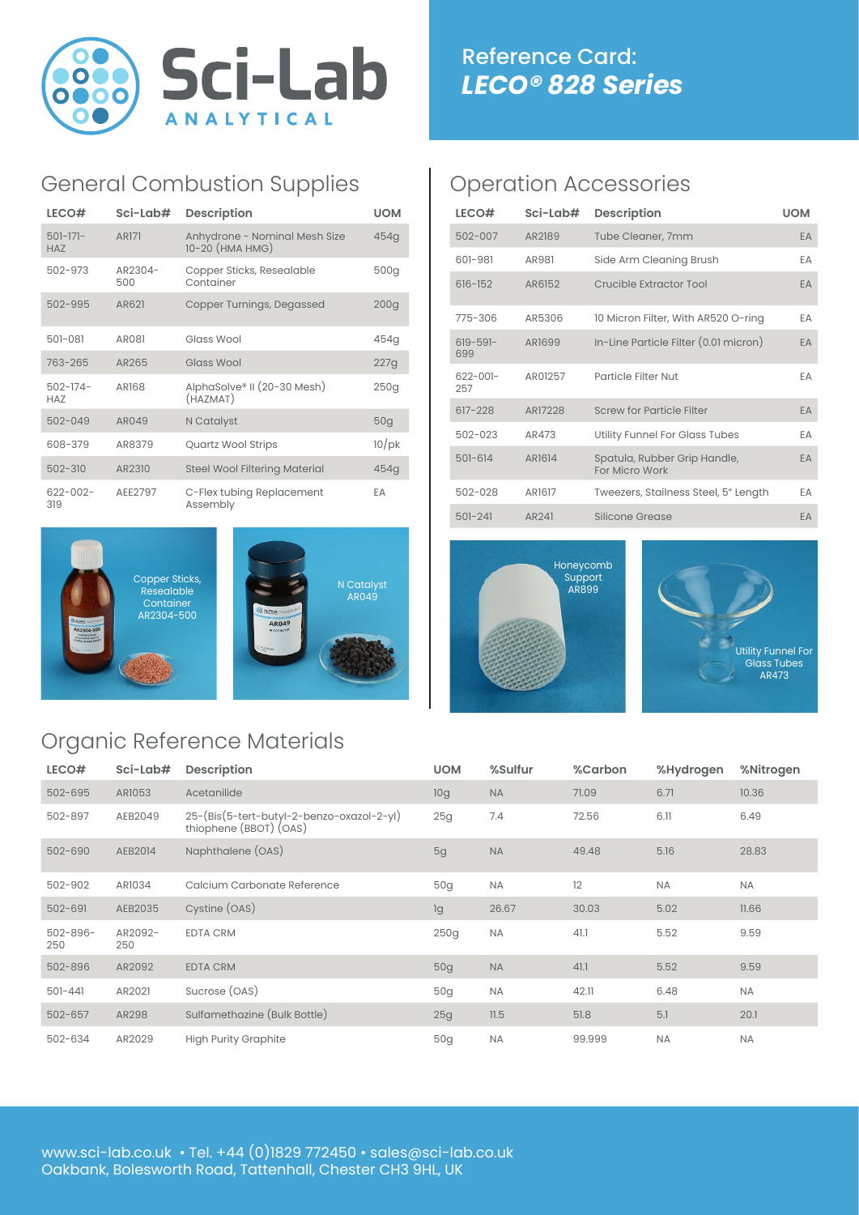Sci-Lab ANALYTICAL

# Reference Card: *LECO® 828 Series*

## General Combustion Supplies

| LECO# | Sci-Lab# | Description | UOM |
|---|---|---|---|
| 501-171-HAZ | AR171 | Anhydrone - Nominal Mesh Size 10-20 (HMA HMG) | 454g |
| 502-973 | AR2304-500 | Copper Sticks, Resealable Container | 500g |
| 502-995 | AR621 | Copper Turnings, Degassed | 200g |
| 501-081 | AR081 | Glass Wool | 454g |
| 763-265 | AR265 | Glass Wool | 227g |
| 502-174-HAZ | AR168 | AlphaSolve® II (20-30 Mesh) (HAZMAT) | 250g |
| 502-049 | AR049 | N Catalyst | 50g |
| 608-379 | AR8379 | Quartz Wool Strips | 10/pk |
| 502-310 | AR2310 | Steel Wool Filtering Material | 454g |
| 622-002-319 | AEE2797 | C-Flex tubing Replacement Assembly | EA |

Copper Sticks, Resealable Container AR2304-500

N Catalyst AR049

## Operation Accessories

| LECO# | Sci-Lab# | Description | UOM |
|---|---|---|---|
| 502-007 | AR2189 | Tube Cleaner, 7mm | EA |
| 601-981 | AR981 | Side Arm Cleaning Brush | EA |
| 616-152 | AR6152 | Crucible Extractor Tool | EA |
| 775-306 | AR5306 | 10 Micron Filter, With AR520 O-ring | EA |
| 619-591-699 | AR1699 | In-Line Particle Filter (0.01 micron) | EA |
| 622-001-257 | AR01257 | Particle Filter Nut | EA |
| 617-228 | AR17228 | Screw for Particle Filter | EA |
| 502-023 | AR473 | Utility Funnel For Glass Tubes | EA |
| 501-614 | AR1614 | Spatula, Rubber Grip Handle, For Micro Work | EA |
| 502-028 | AR1617 | Tweezers, Stailness Steel, 5" Length | EA |
| 501-241 | AR241 | Silicone Grease | EA |

Honeycomb Support AR899

Utility Funnel For Glass Tubes AR473

## Organic Reference Materials

| LECO# | Sci-Lab# | Description | UOM | %Sulfur | %Carbon | %Hydrogen | %Nitrogen |
|---|---|---|---|---|---|---|---|
| 502-695 | AR1053 | Acetanilide | 10g | NA | 71.09 | 6.71 | 10.36 |
| 502-897 | AEB2049 | 25-(Bis(5-tert-butyl-2-benzo-oxazol-2-yl) thiophene (BBOT) (OAS) | 25g | 7.4 | 72.56 | 6.11 | 6.49 |
| 502-690 | AEB2014 | Naphthalene (OAS) | 5g | NA | 49.48 | 5.16 | 28.83 |
| 502-902 | AR1034 | Calcium Carbonate Reference | 50g | NA | 12 | NA | NA |
| 502-691 | AEB2035 | Cystine (OAS) | 1g | 26.67 | 30.03 | 5.02 | 11.66 |
| 502-896-250 | AR2092-250 | EDTA CRM | 250g | NA | 41.1 | 5.52 | 9.59 |
| 502-896 | AR2092 | EDTA CRM | 50g | NA | 41.1 | 5.52 | 9.59 |
| 501-441 | AR2021 | Sucrose (OAS) | 50g | NA | 42.11 | 6.48 | NA |
| 502-657 | AR298 | Sulfamethazine (Bulk Bottle) | 25g | 11.5 | 51.8 | 5.1 | 20.1 |
| 502-634 | AR2029 | High Purity Graphite | 50g | NA | 99.999 | NA | NA |

www.sci-lab.co.uk • Tel. +44 (0)1829 772450 • sales@sci-lab.co.uk
Oakbank, Bolesworth Road, Tattenhall, Chester CH3 9HL, UK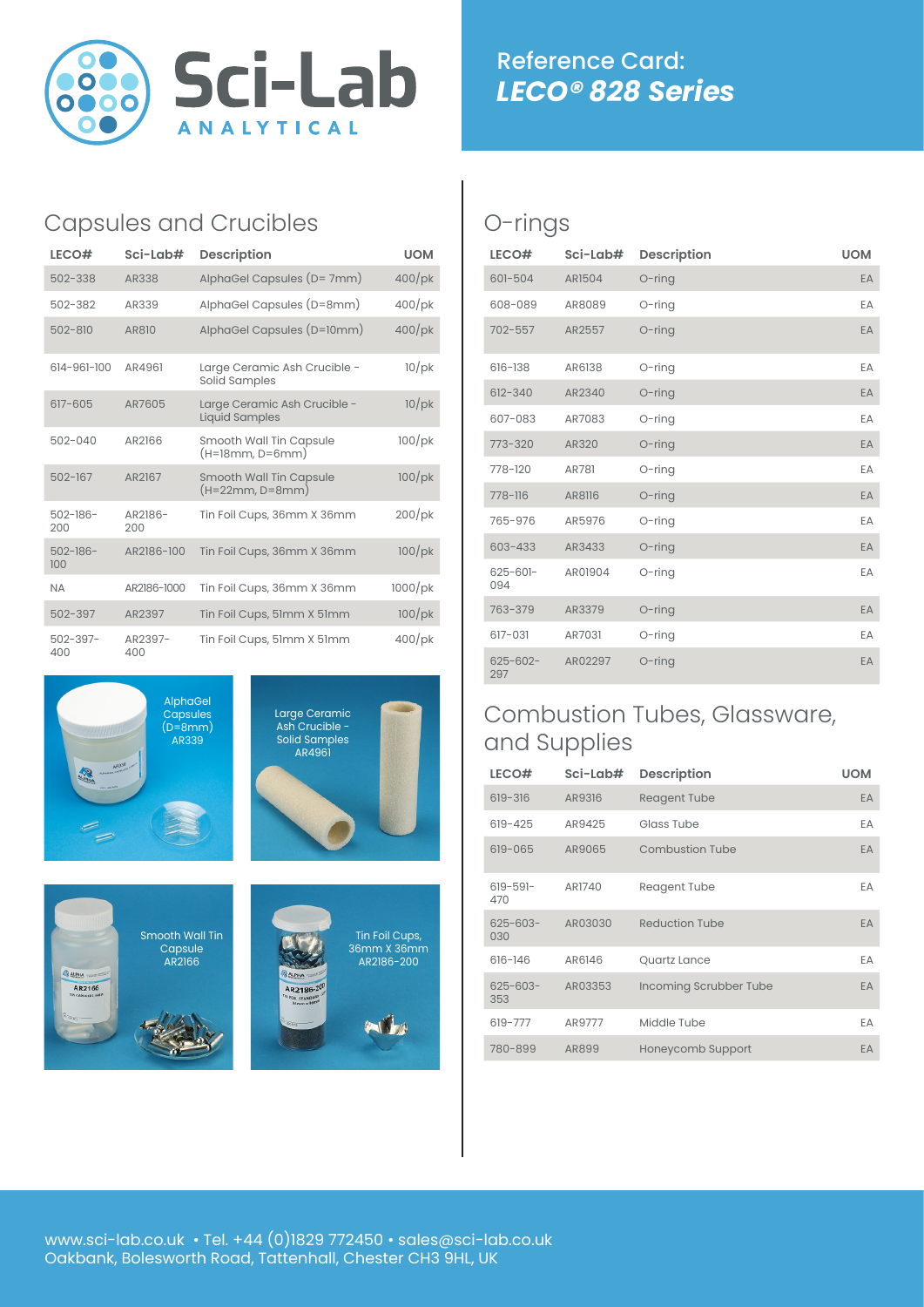# Reference Card: ***LECO® 828 Series***

## Capsules and Crucibles

| LECO# | Sci-Lab# | Description | UOM |
|---|---|---|---|
| 502-338 | AR338 | AlphaGel Capsules (D= 7mm) | 400/pk |
| 502-382 | AR339 | AlphaGel Capsules (D=8mm) | 400/pk |
| 502-810 | AR810 | AlphaGel Capsules (D=10mm) | 400/pk |
| 614-961-100 | AR4961 | Large Ceramic Ash Crucible - Solid Samples | 10/pk |
| 617-605 | AR7605 | Large Ceramic Ash Crucible - Liquid Samples | 10/pk |
| 502-040 | AR2166 | Smooth Wall Tin Capsule (H=18mm, D=6mm) | 100/pk |
| 502-167 | AR2167 | Smooth Wall Tin Capsule (H=22mm, D=8mm) | 100/pk |
| 502-186-200 | AR2186-200 | Tin Foil Cups, 36mm X 36mm | 200/pk |
| 502-186-100 | AR2186-100 | Tin Foil Cups, 36mm X 36mm | 100/pk |
| NA | AR2186-1000 | Tin Foil Cups, 36mm X 36mm | 1000/pk |
| 502-397 | AR2397 | Tin Foil Cups, 51mm X 51mm | 100/pk |
| 502-397-400 | AR2397-400 | Tin Foil Cups, 51mm X 51mm | 400/pk |

AlphaGel Capsules (D=8mm) AR339

Large Ceramic Ash Crucible - Solid Samples AR4961

Smooth Wall Tin Capsule AR2166

Tin Foil Cups, 36mm X 36mm AR2186-200

## O-rings

| LECO# | Sci-Lab# | Description | UOM |
|---|---|---|---|
| 601-504 | AR1504 | O-ring | EA |
| 608-089 | AR8089 | O-ring | EA |
| 702-557 | AR2557 | O-ring | EA |
| 616-138 | AR6138 | O-ring | EA |
| 612-340 | AR2340 | O-ring | EA |
| 607-083 | AR7083 | O-ring | EA |
| 773-320 | AR320 | O-ring | EA |
| 778-120 | AR781 | O-ring | EA |
| 778-116 | AR8116 | O-ring | EA |
| 765-976 | AR5976 | O-ring | EA |
| 603-433 | AR3433 | O-ring | EA |
| 625-601-094 | AR01904 | O-ring | EA |
| 763-379 | AR3379 | O-ring | EA |
| 617-031 | AR7031 | O-ring | EA |
| 625-602-297 | AR02297 | O-ring | EA |

## Combustion Tubes, Glassware, and Supplies

| LECO# | Sci-Lab# | Description | UOM |
|---|---|---|---|
| 619-316 | AR9316 | Reagent Tube | EA |
| 619-425 | AR9425 | Glass Tube | EA |
| 619-065 | AR9065 | Combustion Tube | EA |
| 619-591-470 | AR1740 | Reagent Tube | EA |
| 625-603-030 | AR03030 | Reduction Tube | EA |
| 616-146 | AR6146 | Quartz Lance | EA |
| 625-603-353 | AR03353 | Incoming Scrubber Tube | EA |
| 619-777 | AR9777 | Middle Tube | EA |
| 780-899 | AR899 | Honeycomb Support | EA |

www.sci-lab.co.uk • Tel. +44 (0)1829 772450 • sales@sci-lab.co.uk
Oakbank, Bolesworth Road, Tattenhall, Chester CH3 9HL, UK